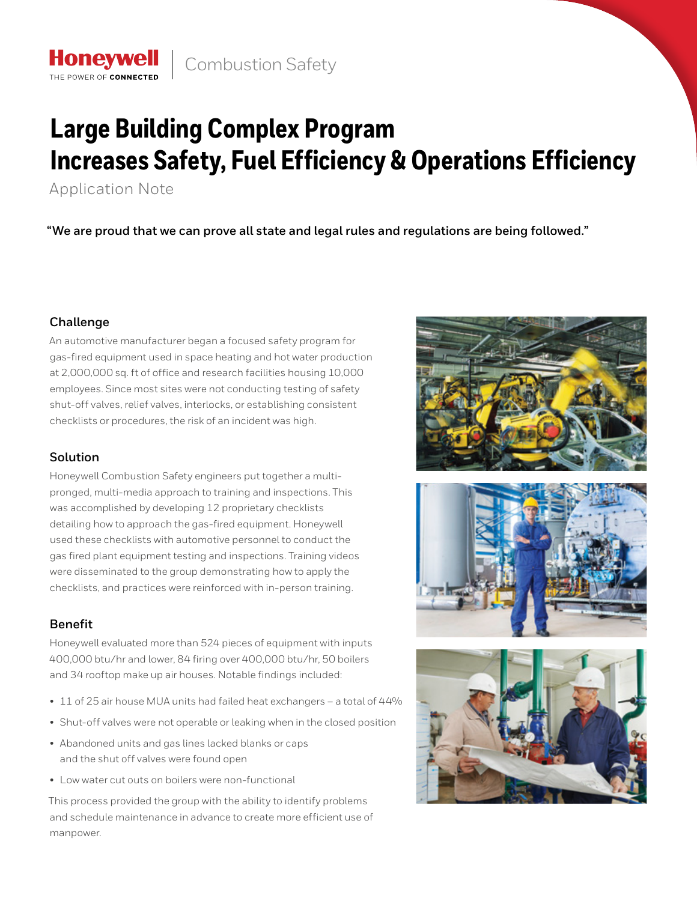Honeywell | Combustion Safety

# Large Building Complex Program Increases Safety, Fuel Efficiency & Operations Efficiency

Application Note

**"We are proud that we can prove all state and legal rules and regulations are being followed."**

## Challenge

An automotive manufacturer began a focused safety program for gas-fired equipment used in space heating and hot water production at 2,000,000 sq. ft of office and research facilities housing 10,000 employees. Since most sites were not conducting testing of safety shut-off valves, relief valves, interlocks, or establishing consistent checklists or procedures, the risk of an incident was high.

## Solution

Honeywell Combustion Safety engineers put together a multi-pronged, multi-media approach to training and inspections. This was accomplished by developing 12 proprietary checklists detailing how to approach the gas-fired equipment. Honeywell used these checklists with automotive personnel to conduct the gas fired plant equipment testing and inspections. Training videos were disseminated to the group demonstrating how to apply the checklists, and practices were reinforced with in-person training.

## Benefit

Honeywell evaluated more than 524 pieces of equipment with inputs 400,000 btu/hr and lower, 84 firing over 400,000 btu/hr, 50 boilers and 34 rooftop make up air houses. Notable findings included:

- 11 of 25 air house MUA units had failed heat exchangers – a total of 44%
- Shut-off valves were not operable or leaking when in the closed position
- Abandoned units and gas lines lacked blanks or caps and the shut off valves were found open
- Low water cut outs on boilers were non-functional

This process provided the group with the ability to identify problems and schedule maintenance in advance to create more efficient use of manpower.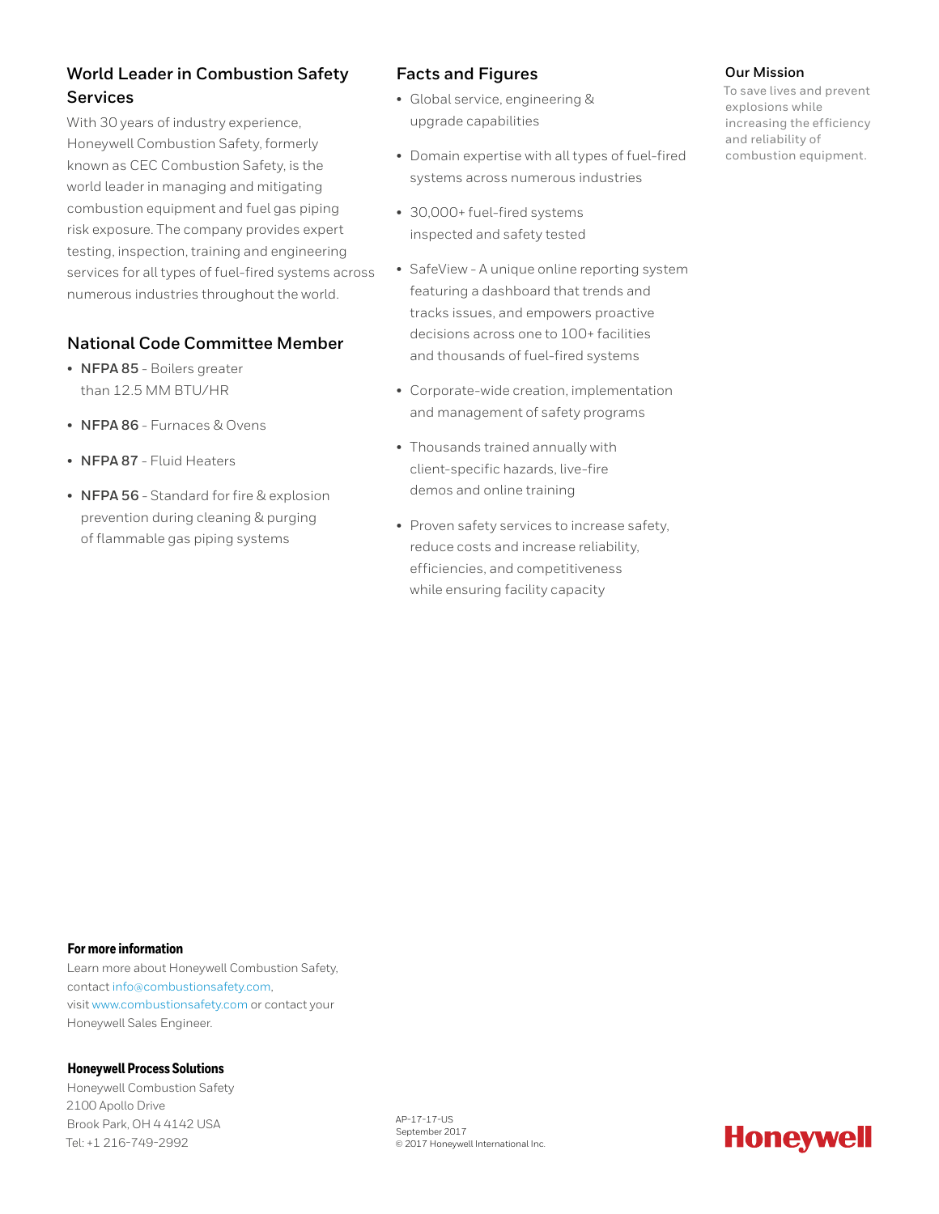## World Leader in Combustion Safety Services

With 30 years of industry experience, Honeywell Combustion Safety, formerly known as CEC Combustion Safety, is the world leader in managing and mitigating combustion equipment and fuel gas piping risk exposure. The company provides expert testing, inspection, training and engineering services for all types of fuel-fired systems across numerous industries throughout the world.

## National Code Committee Member

- **NFPA 85** - Boilers greater than 12.5 MM BTU/HR
- **NFPA 86** - Furnaces & Ovens
- **NFPA 87** - Fluid Heaters
- **NFPA 56** - Standard for fire & explosion prevention during cleaning & purging of flammable gas piping systems

## Facts and Figures

- Global service, engineering & upgrade capabilities
- Domain expertise with all types of fuel-fired systems across numerous industries
- 30,000+ fuel-fired systems inspected and safety tested
- SafeView - A unique online reporting system featuring a dashboard that trends and tracks issues, and empowers proactive decisions across one to 100+ facilities and thousands of fuel-fired systems
- Corporate-wide creation, implementation and management of safety programs
- Thousands trained annually with client-specific hazards, live-fire demos and online training
- Proven safety services to increase safety, reduce costs and increase reliability, efficiencies, and competitiveness while ensuring facility capacity

## Our Mission

To save lives and prevent explosions while increasing the efficiency and reliability of combustion equipment.

**For more information**

Learn more about Honeywell Combustion Safety, contact info@combustionsafety.com, visit www.combustionsafety.com or contact your Honeywell Sales Engineer.

**Honeywell Process Solutions**

Honeywell Combustion Safety
2100 Apollo Drive
Brook Park, OH 4 4142 USA
Tel: +1 216-749-2992

AP-17-17-US
September 2017
© 2017 Honeywell International Inc.

Honeywell